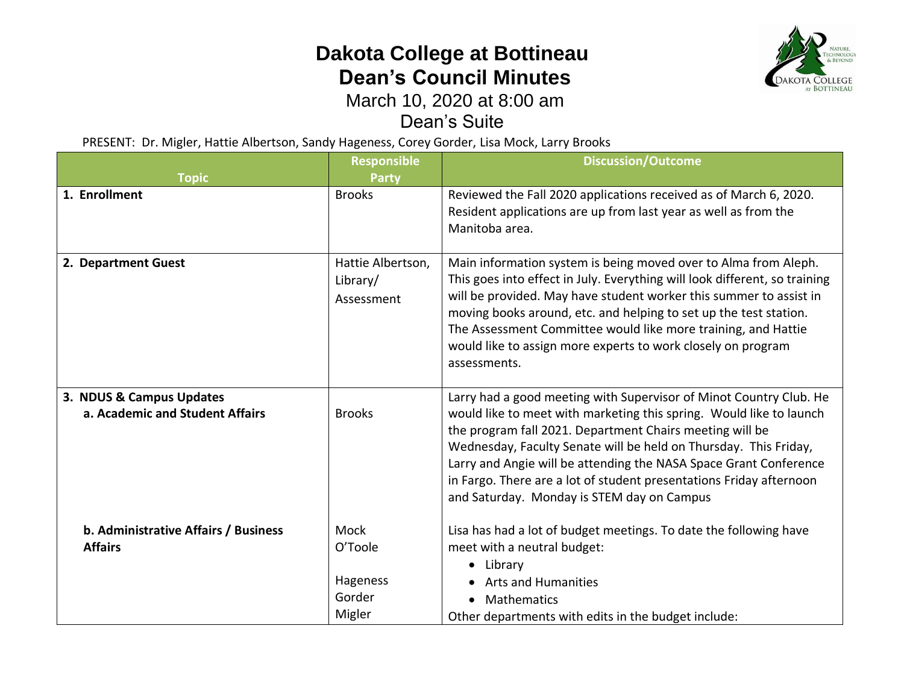# Dakota College at Bottineau
# Dean's Council Minutes

March 10, 2020 at 8:00 am

Dean's Suite

PRESENT: Dr. Migler, Hattie Albertson, Sandy Hageness, Corey Gorder, Lisa Mock, Larry Brooks

| Topic | Responsible Party | Discussion/Outcome |
|---|---|---|
| **1. Enrollment** | Brooks | Reviewed the Fall 2020 applications received as of March 6, 2020. Resident applications are up from last year as well as from the Manitoba area. |
| **2. Department Guest** | Hattie Albertson, Library/ Assessment | Main information system is being moved over to Alma from Aleph. This goes into effect in July. Everything will look different, so training will be provided. May have student worker this summer to assist in moving books around, etc. and helping to set up the test station. The Assessment Committee would like more training, and Hattie would like to assign more experts to work closely on program assessments. |
| **3. NDUS & Campus Updates** **a. Academic and Student Affairs** | Brooks | Larry had a good meeting with Supervisor of Minot Country Club. He would like to meet with marketing this spring. Would like to launch the program fall 2021. Department Chairs meeting will be Wednesday, Faculty Senate will be held on Thursday. This Friday, Larry and Angie will be attending the NASA Space Grant Conference in Fargo. There are a lot of student presentations Friday afternoon and Saturday. Monday is STEM day on Campus |
| **b. Administrative Affairs / Business Affairs** | Mock O'Toole Hageness Gorder Migler | Lisa has had a lot of budget meetings. To date the following have meet with a neutral budget: <br>• Library <br>• Arts and Humanities <br>• Mathematics <br>Other departments with edits in the budget include: |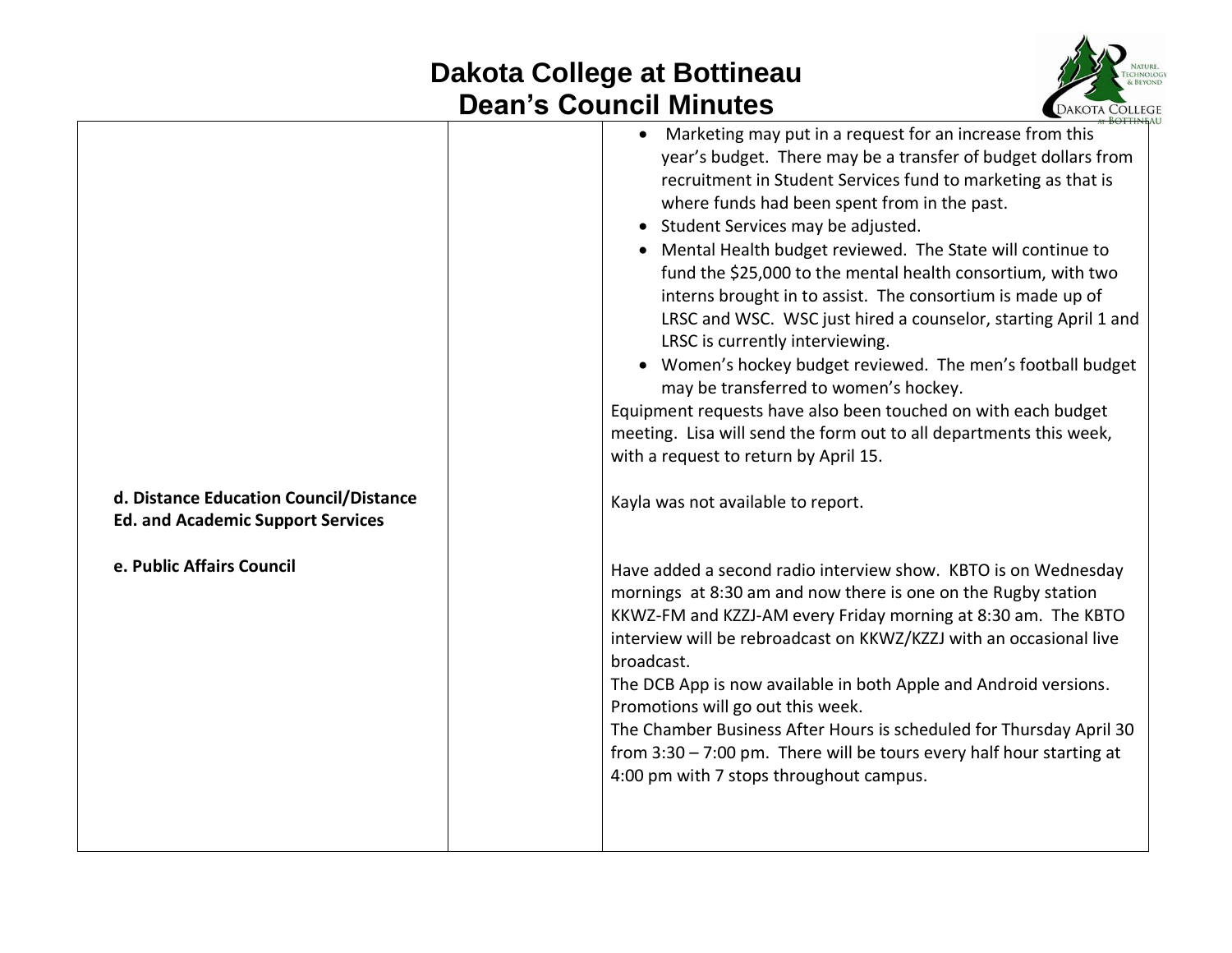# Dakota College at Bottineau
# Dean's Council Minutes

| | | |
|---|---|---|
| | | • Marketing may put in a request for an increase from this year's budget. There may be a transfer of budget dollars from recruitment in Student Services fund to marketing as that is where funds had been spent from in the past.<br>• Student Services may be adjusted.<br>• Mental Health budget reviewed. The State will continue to fund the $25,000 to the mental health consortium, with two interns brought in to assist. The consortium is made up of LRSC and WSC. WSC just hired a counselor, starting April 1 and LRSC is currently interviewing.<br>• Women's hockey budget reviewed. The men's football budget may be transferred to women's hockey.<br>Equipment requests have also been touched on with each budget meeting. Lisa will send the form out to all departments this week, with a request to return by April 15. |
| **d. Distance Education Council/Distance Ed. and Academic Support Services** | | Kayla was not available to report. |
| **e. Public Affairs Council** | | Have added a second radio interview show. KBTO is on Wednesday mornings at 8:30 am and now there is one on the Rugby station KKWZ-FM and KZZJ-AM every Friday morning at 8:30 am. The KBTO interview will be rebroadcast on KKWZ/KZZJ with an occasional live broadcast.<br>The DCB App is now available in both Apple and Android versions. Promotions will go out this week.<br>The Chamber Business After Hours is scheduled for Thursday April 30 from 3:30 – 7:00 pm. There will be tours every half hour starting at 4:00 pm with 7 stops throughout campus. |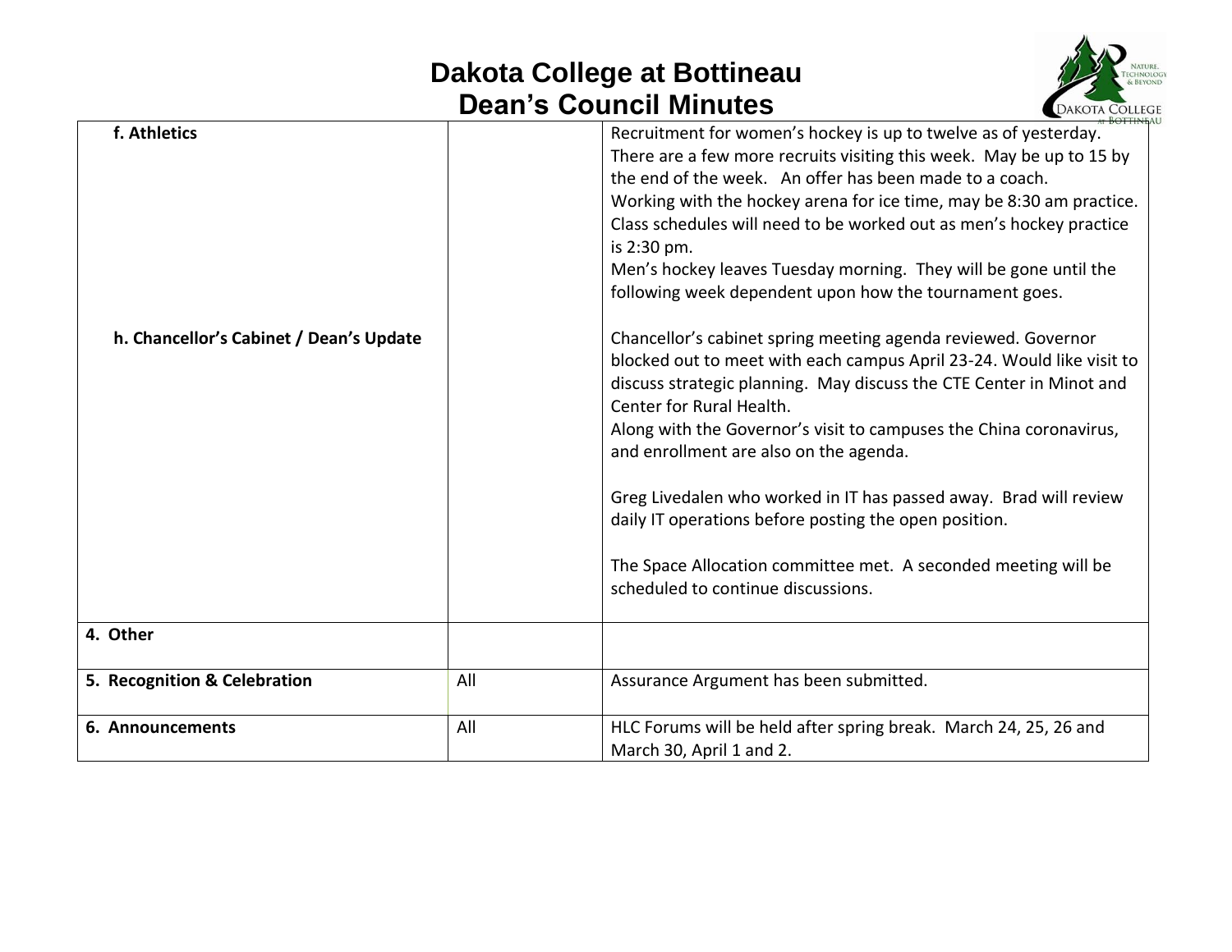# Dakota College at Bottineau
# Dean's Council Minutes

| | | |
|---|---|---|
| **f. Athletics** | | Recruitment for women's hockey is up to twelve as of yesterday. There are a few more recruits visiting this week. May be up to 15 by the end of the week. An offer has been made to a coach.<br>Working with the hockey arena for ice time, may be 8:30 am practice. Class schedules will need to be worked out as men's hockey practice is 2:30 pm.<br>Men's hockey leaves Tuesday morning. They will be gone until the following week dependent upon how the tournament goes. |
| **h. Chancellor's Cabinet / Dean's Update** | | Chancellor's cabinet spring meeting agenda reviewed. Governor blocked out to meet with each campus April 23-24. Would like visit to discuss strategic planning. May discuss the CTE Center in Minot and Center for Rural Health.<br>Along with the Governor's visit to campuses the China coronavirus, and enrollment are also on the agenda.<br><br>Greg Livedalen who worked in IT has passed away. Brad will review daily IT operations before posting the open position.<br><br>The Space Allocation committee met. A seconded meeting will be scheduled to continue discussions. |
| **4. Other** | | |
| **5. Recognition & Celebration** | All | Assurance Argument has been submitted. |
| **6. Announcements** | All | HLC Forums will be held after spring break. March 24, 25, 26 and March 30, April 1 and 2. |